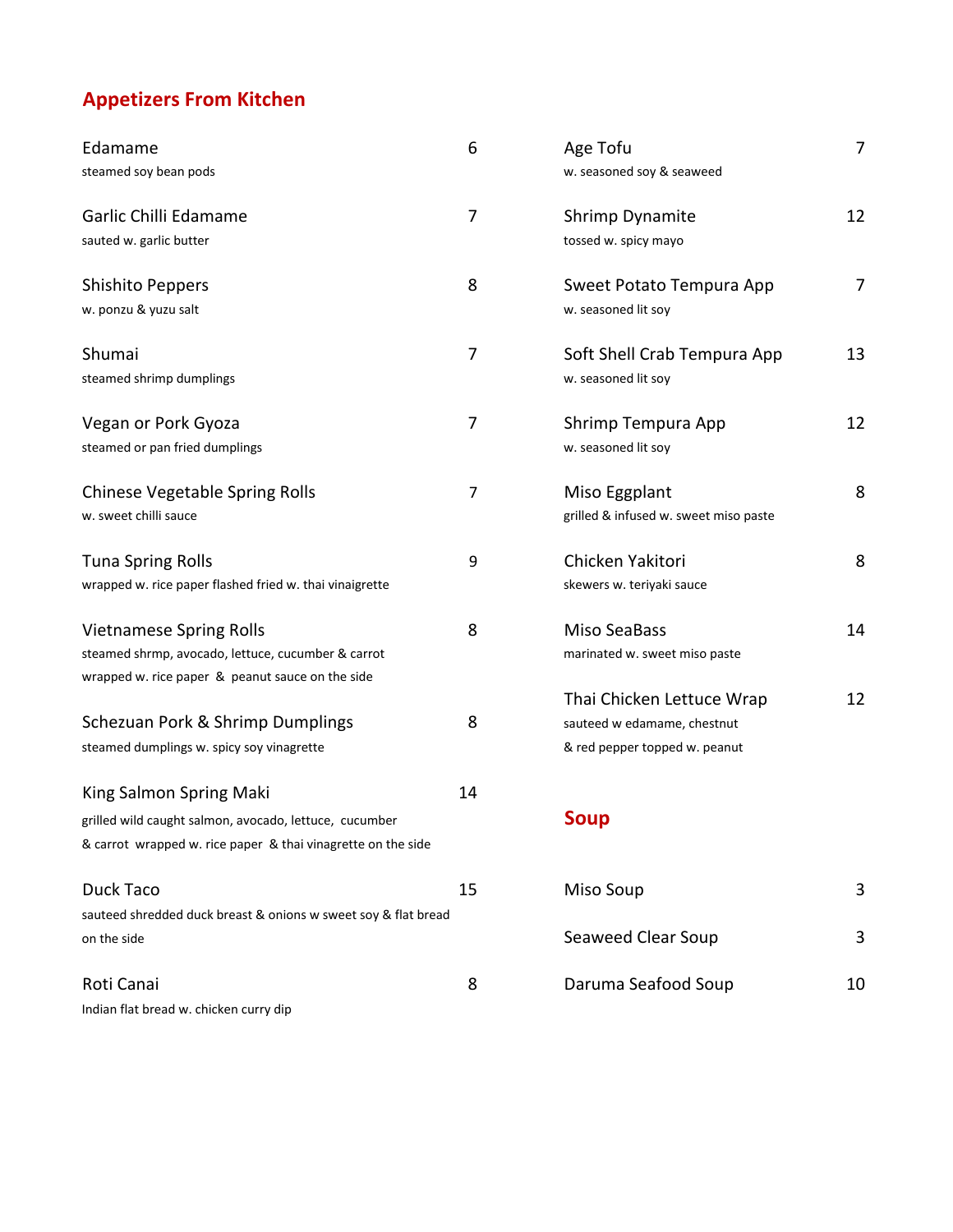## Appetizers From Kitchen

**Edamame** 6
steamed soy bean pods

**Garlic Chilli Edamame** 7
sauted w. garlic butter

**Shishito Peppers** 8
w. ponzu & yuzu salt

**Shumai** 7
steamed shrimp dumplings

**Vegan or Pork Gyoza** 7
steamed or pan fried dumplings

**Chinese Vegetable Spring Rolls** 7
w. sweet chilli sauce

**Tuna Spring Rolls** 9
wrapped w. rice paper flashed fried w. thai vinaigrette

**Vietnamese Spring Rolls** 8
steamed shrmp, avocado, lettuce, cucumber & carrot
wrapped w. rice paper & peanut sauce on the side

**Schezuan Pork & Shrimp Dumplings** 8
steamed dumplings w. spicy soy vinagrette

**King Salmon Spring Maki** 14
grilled wild caught salmon, avocado, lettuce, cucumber
& carrot wrapped w. rice paper & thai vinagrette on the side

**Duck Taco** 15
sauteed shredded duck breast & onions w sweet soy & flat bread
on the side

**Roti Canai** 8
Indian flat bread w. chicken curry dip

**Age Tofu** 7
w. seasoned soy & seaweed

**Shrimp Dynamite** 12
tossed w. spicy mayo

**Sweet Potato Tempura App** 7
w. seasoned lit soy

**Soft Shell Crab Tempura App** 13
w. seasoned lit soy

**Shrimp Tempura App** 12
w. seasoned lit soy

**Miso Eggplant** 8
grilled & infused w. sweet miso paste

**Chicken Yakitori** 8
skewers w. teriyaki sauce

**Miso SeaBass** 14
marinated w. sweet miso paste

**Thai Chicken Lettuce Wrap** 12
sauteed w edamame, chestnut
& red pepper topped w. peanut

## Soup

**Miso Soup** 3

**Seaweed Clear Soup** 3

**Daruma Seafood Soup** 10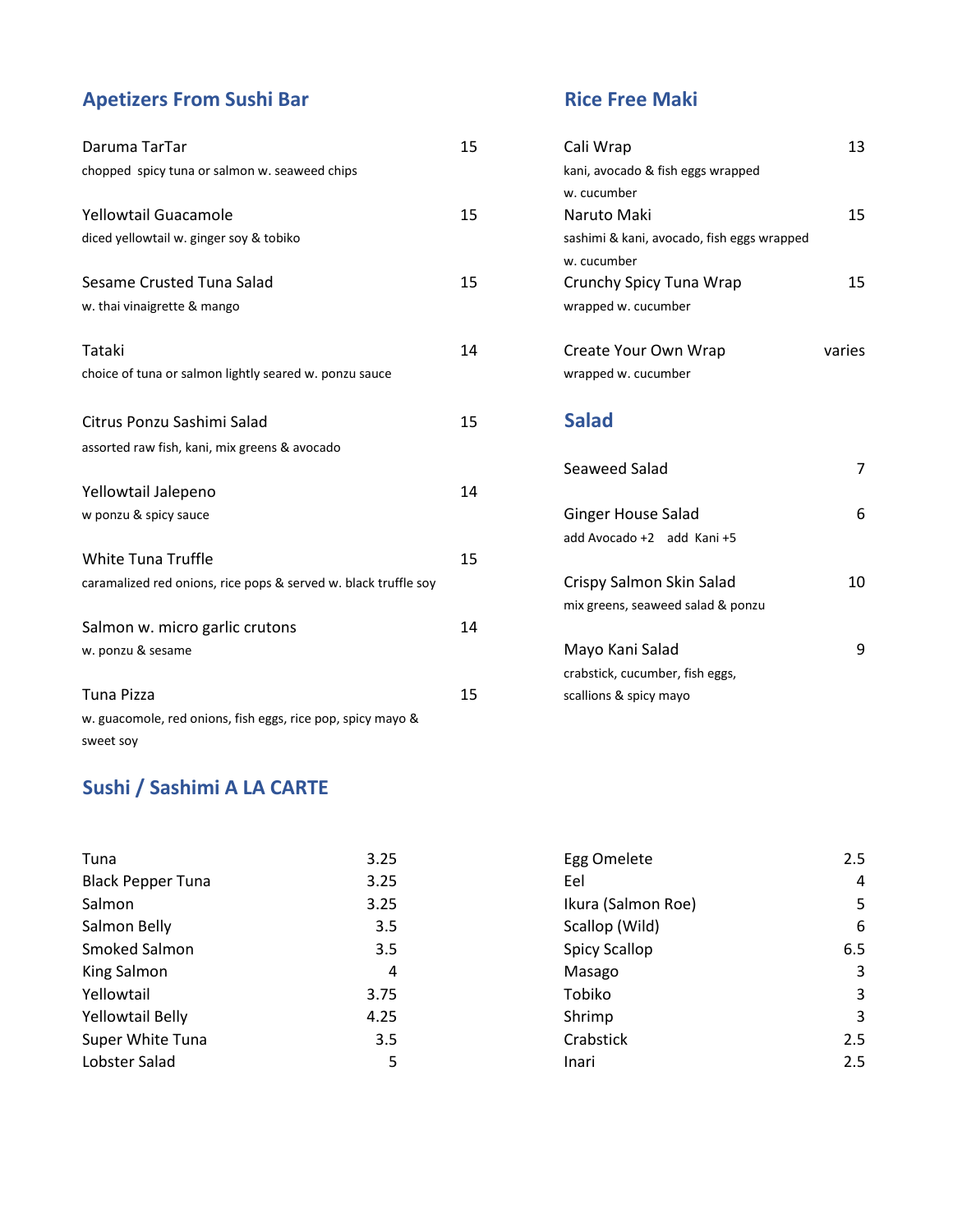## Apetizers From Sushi Bar

**Daruma TarTar** — 15
chopped spicy tuna or salmon w. seaweed chips

**Yellowtail Guacamole** — 15
diced yellowtail w. ginger soy & tobiko

**Sesame Crusted Tuna Salad** — 15
w. thai vinaigrette & mango

**Tataki** — 14
choice of tuna or salmon lightly seared w. ponzu sauce

**Citrus Ponzu Sashimi Salad** — 15
assorted raw fish, kani, mix greens & avocado

**Yellowtail Jalepeno** — 14
w ponzu & spicy sauce

**White Tuna Truffle** — 15
caramalized red onions, rice pops & served w. black truffle soy

**Salmon w. micro garlic crutons** — 14
w. ponzu & sesame

**Tuna Pizza** — 15
w. guacomole, red onions, fish eggs, rice pop, spicy mayo & sweet soy

## Rice Free Maki

**Cali Wrap** — 13
kani, avocado & fish eggs wrapped w. cucumber

**Naruto Maki** — 15
sashimi & kani, avocado, fish eggs wrapped w. cucumber

**Crunchy Spicy Tuna Wrap** — 15
wrapped w. cucumber

**Create Your Own Wrap** — varies
wrapped w. cucumber

## Salad

**Seaweed Salad** — 7

**Ginger House Salad** — 6
add Avocado +2 add Kani +5

**Crispy Salmon Skin Salad** — 10
mix greens, seaweed salad & ponzu

**Mayo Kani Salad** — 9
crabstick, cucumber, fish eggs, scallions & spicy mayo

## Sushi / Sashimi A LA CARTE

| Item | Price |
|---|---|
| Tuna | 3.25 |
| Black Pepper Tuna | 3.25 |
| Salmon | 3.25 |
| Salmon Belly | 3.5 |
| Smoked Salmon | 3.5 |
| King Salmon | 4 |
| Yellowtail | 3.75 |
| Yellowtail Belly | 4.25 |
| Super White Tuna | 3.5 |
| Lobster Salad | 5 |
| Egg Omelete | 2.5 |
| Eel | 4 |
| Ikura (Salmon Roe) | 5 |
| Scallop (Wild) | 6 |
| Spicy Scallop | 6.5 |
| Masago | 3 |
| Tobiko | 3 |
| Shrimp | 3 |
| Crabstick | 2.5 |
| Inari | 2.5 |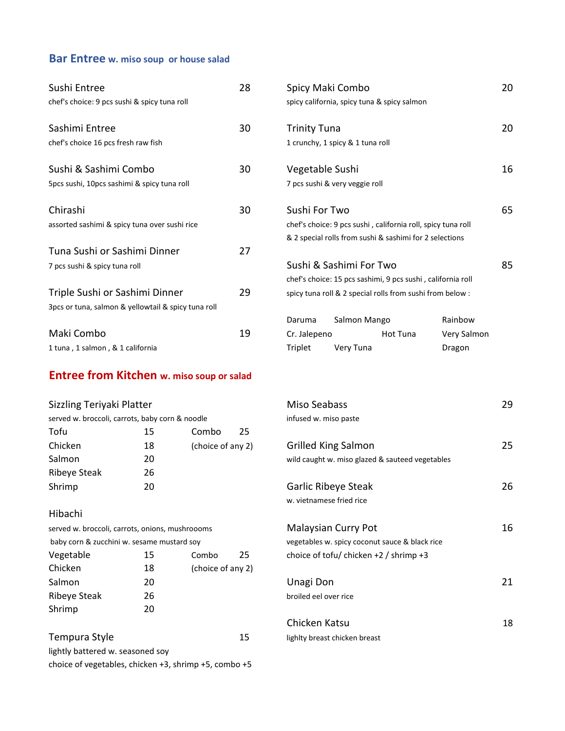## Bar Entree w. miso soup or house salad

**Sushi Entree** 28
chef's choice: 9 pcs sushi & spicy tuna roll

**Sashimi Entree** 30
chef's choice 16 pcs fresh raw fish

**Sushi & Sashimi Combo** 30
5pcs sushi, 10pcs sashimi & spicy tuna roll

**Chirashi** 30
assorted sashimi & spicy tuna over sushi rice

**Tuna Sushi or Sashimi Dinner** 27
7 pcs sushi & spicy tuna roll

**Triple Sushi or Sashimi Dinner** 29
3pcs or tuna, salmon & yellowtail & spicy tuna roll

**Maki Combo** 19
1 tuna , 1 salmon , & 1 california

**Spicy Maki Combo** 20
spicy california, spicy tuna & spicy salmon

**Trinity Tuna** 20
1 crunchy, 1 spicy & 1 tuna roll

**Vegetable Sushi** 16
7 pcs sushi & very veggie roll

**Sushi For Two** 65
chef's choice: 9 pcs sushi , california roll, spicy tuna roll
& 2 special rolls from sushi & sashimi for 2 selections

**Sushi & Sashimi For Two** 85
chef's choice: 15 pcs sashimi, 9 pcs sushi , california roll
spicy tuna roll & 2 special rolls from sushi from below :

| | | |
|---|---|---|
| Daruma | Salmon Mango | Rainbow |
| Cr. Jalepeno | Hot Tuna | Very Salmon |
| Triplet | Very Tuna | Dragon |

## Entree from Kitchen w. miso soup or salad

**Sizzling Teriyaki Platter**
served w. broccoli, carrots, baby corn & noodle

| | | | |
|---|---|---|---|
| Tofu | 15 | Combo | 25 |
| Chicken | 18 | (choice of any 2) | |
| Salmon | 20 | | |
| Ribeye Steak | 26 | | |
| Shrimp | 20 | | |

**Hibachi**
served w. broccoli, carrots, onions, mushroooms
baby corn & zucchini w. sesame mustard soy

| | | | |
|---|---|---|---|
| Vegetable | 15 | Combo | 25 |
| Chicken | 18 | (choice of any 2) | |
| Salmon | 20 | | |
| Ribeye Steak | 26 | | |
| Shrimp | 20 | | |

**Tempura Style** 15
lightly battered w. seasoned soy
choice of vegetables, chicken +3, shrimp +5, combo +5

**Miso Seabass** 29
infused w. miso paste

**Grilled King Salmon** 25
wild caught w. miso glazed & sauteed vegetables

**Garlic Ribeye Steak** 26
w. vietnamese fried rice

**Malaysian Curry Pot** 16
vegetables w. spicy coconut sauce & black rice
choice of tofu/ chicken +2 / shrimp +3

**Unagi Don** 21
broiled eel over rice

**Chicken Katsu** 18
lighlty breast chicken breast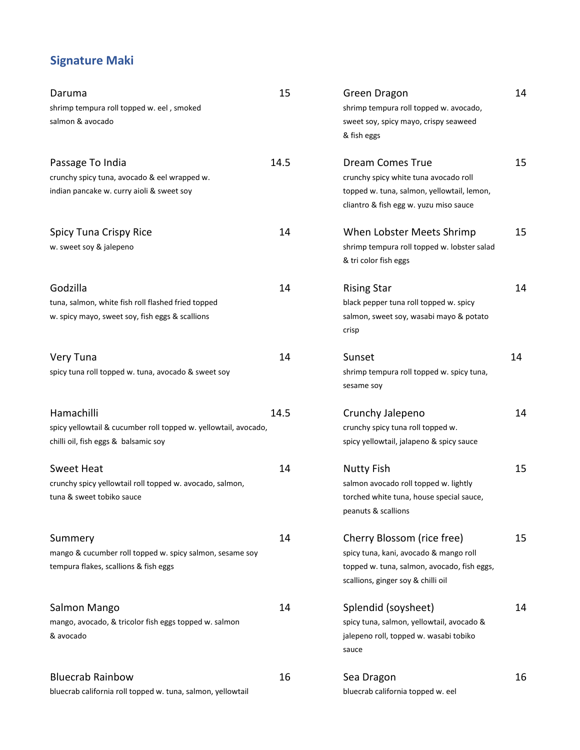## Signature Maki

**Daruma** 15
shrimp tempura roll topped w. eel , smoked salmon & avocado

**Passage To India** 14.5
crunchy spicy tuna, avocado & eel wrapped w. indian pancake w. curry aioli & sweet soy

**Spicy Tuna Crispy Rice** 14
w. sweet soy & jalepeno

**Godzilla** 14
tuna, salmon, white fish roll flashed fried topped w. spicy mayo, sweet soy, fish eggs & scallions

**Very Tuna** 14
spicy tuna roll topped w. tuna, avocado & sweet soy

**Hamachilli** 14.5
spicy yellowtail & cucumber roll topped w. yellowtail, avocado, chilli oil, fish eggs & balsamic soy

**Sweet Heat** 14
crunchy spicy yellowtail roll topped w. avocado, salmon, tuna & sweet tobiko sauce

**Summery** 14
mango & cucumber roll topped w. spicy salmon, sesame soy tempura flakes, scallions & fish eggs

**Salmon Mango** 14
mango, avocado, & tricolor fish eggs topped w. salmon & avocado

**Bluecrab Rainbow** 16
bluecrab california roll topped w. tuna, salmon, yellowtail

**Green Dragon** 14
shrimp tempura roll topped w. avocado, sweet soy, spicy mayo, crispy seaweed & fish eggs

**Dream Comes True** 15
crunchy spicy white tuna avocado roll topped w. tuna, salmon, yellowtail, lemon, cliantro & fish egg w. yuzu miso sauce

**When Lobster Meets Shrimp** 15
shrimp tempura roll topped w. lobster salad & tri color fish eggs

**Rising Star** 14
black pepper tuna roll topped w. spicy salmon, sweet soy, wasabi mayo & potato crisp

**Sunset** 14
shrimp tempura roll topped w. spicy tuna, sesame soy

**Crunchy Jalepeno** 14
crunchy spicy tuna roll topped w. spicy yellowtail, jalapeno & spicy sauce

**Nutty Fish** 15
salmon avocado roll topped w. lightly torched white tuna, house special sauce, peanuts & scallions

**Cherry Blossom (rice free)** 15
spicy tuna, kani, avocado & mango roll topped w. tuna, salmon, avocado, fish eggs, scallions, ginger soy & chilli oil

**Splendid (soysheet)** 14
spicy tuna, salmon, yellowtail, avocado & jalepeno roll, topped w. wasabi tobiko sauce

**Sea Dragon** 16
bluecrab california topped w. eel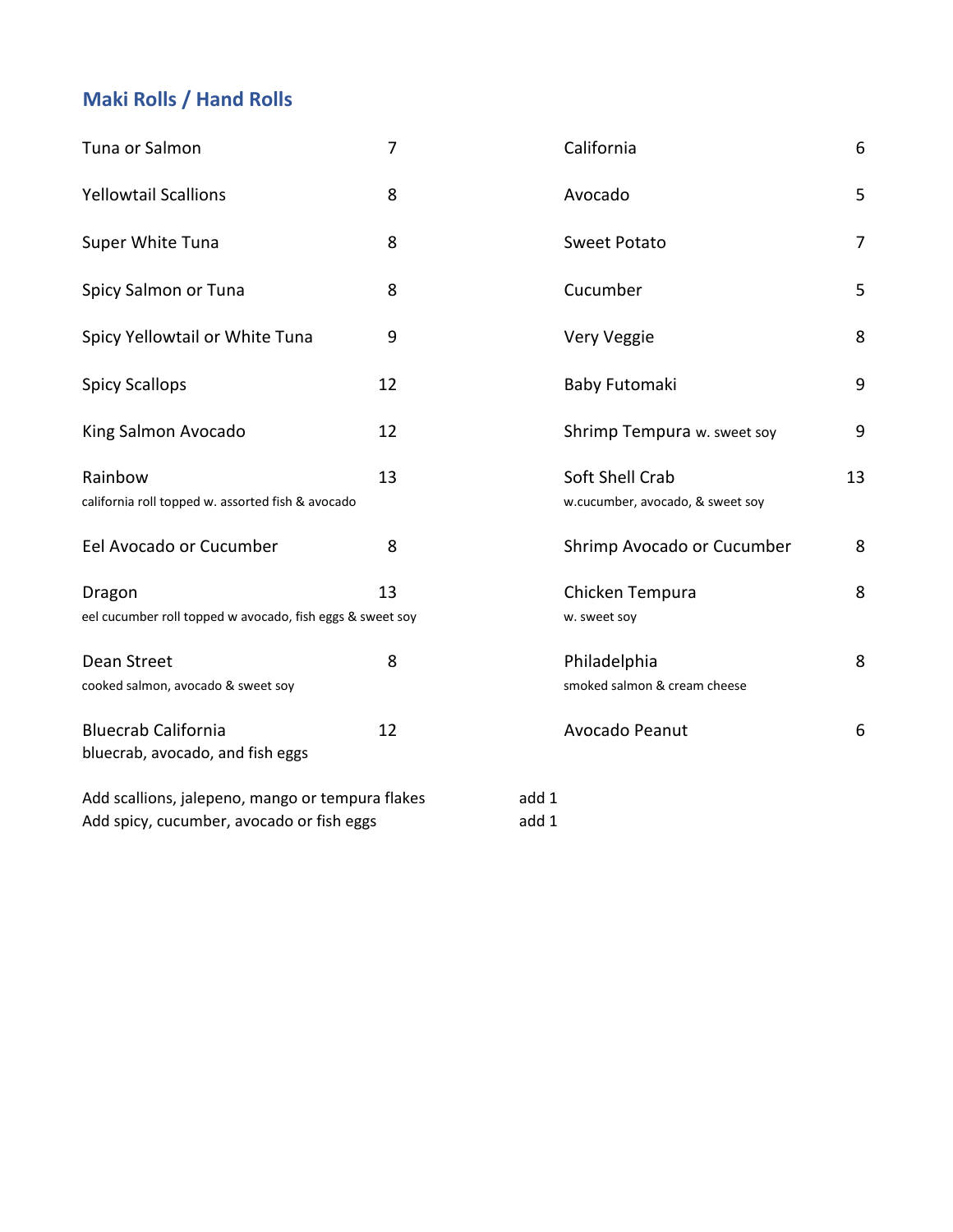## Maki Rolls / Hand Rolls

| Item | Price |
|---|---|
| Tuna or Salmon | 7 |
| Yellowtail Scallions | 8 |
| Super White Tuna | 8 |
| Spicy Salmon or Tuna | 8 |
| Spicy Yellowtail or White Tuna | 9 |
| Spicy Scallops | 12 |
| King Salmon Avocado | 12 |
| Rainbow<br>california roll topped w. assorted fish & avocado | 13 |
| Eel Avocado or Cucumber | 8 |
| Dragon<br>eel cucumber roll topped w avocado, fish eggs & sweet soy | 13 |
| Dean Street<br>cooked salmon, avocado & sweet soy | 8 |
| Bluecrab California<br>bluecrab, avocado, and fish eggs | 12 |
| California | 6 |
| Avocado | 5 |
| Sweet Potato | 7 |
| Cucumber | 5 |
| Very Veggie | 8 |
| Baby Futomaki | 9 |
| Shrimp Tempura w. sweet soy | 9 |
| Soft Shell Crab<br>w.cucumber, avocado, & sweet soy | 13 |
| Shrimp Avocado or Cucumber | 8 |
| Chicken Tempura<br>w. sweet soy | 8 |
| Philadelphia<br>smoked salmon & cream cheese | 8 |
| Avocado Peanut | 6 |

Add scallions, jalepeno, mango or tempura flakes add 1
Add spicy, cucumber, avocado or fish eggs add 1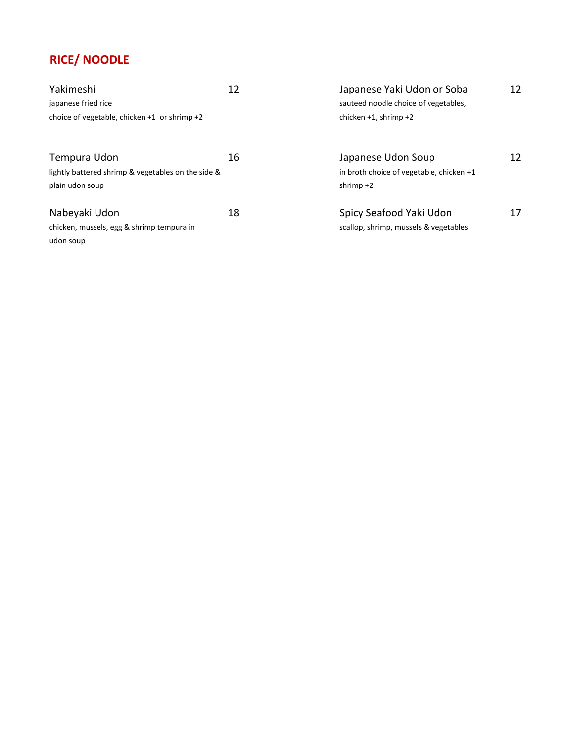## RICE/ NOODLE

**Yakimeshi** 12
japanese fried rice
choice of vegetable, chicken +1 or shrimp +2

**Tempura Udon** 16
lightly battered shrimp & vegetables on the side & plain udon soup

**Nabeyaki Udon** 18
chicken, mussels, egg & shrimp tempura in udon soup

**Japanese Yaki Udon or Soba** 12
sauteed noodle choice of vegetables, chicken +1, shrimp +2

**Japanese Udon Soup** 12
in broth choice of vegetable, chicken +1 shrimp +2

**Spicy Seafood Yaki Udon** 17
scallop, shrimp, mussels & vegetables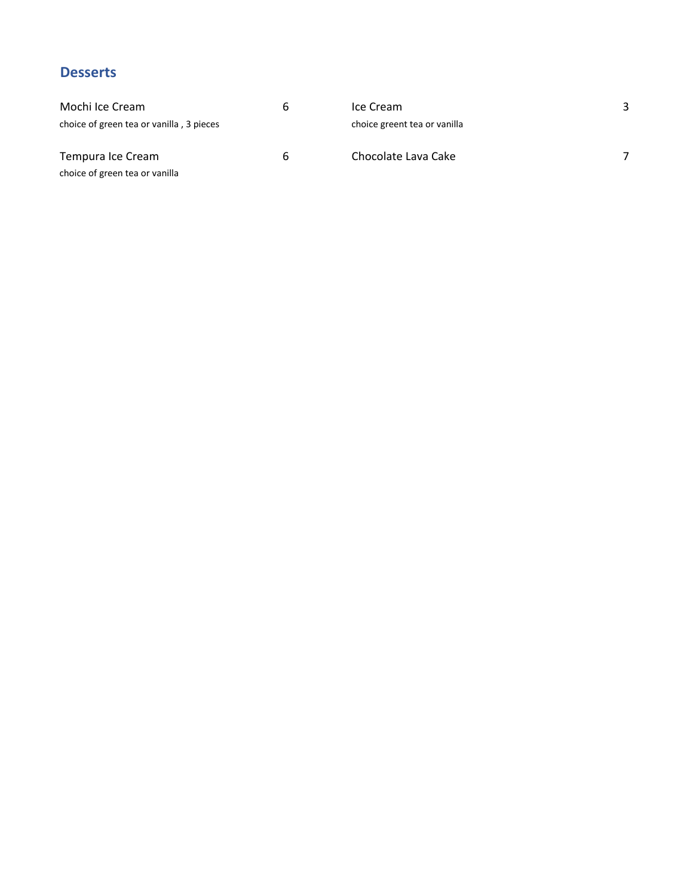## Desserts

Mochi Ice Cream 6
choice of green tea or vanilla , 3 pieces

Tempura Ice Cream 6
choice of green tea or vanilla

Ice Cream 3
choice greent tea or vanilla

Chocolate Lava Cake 7